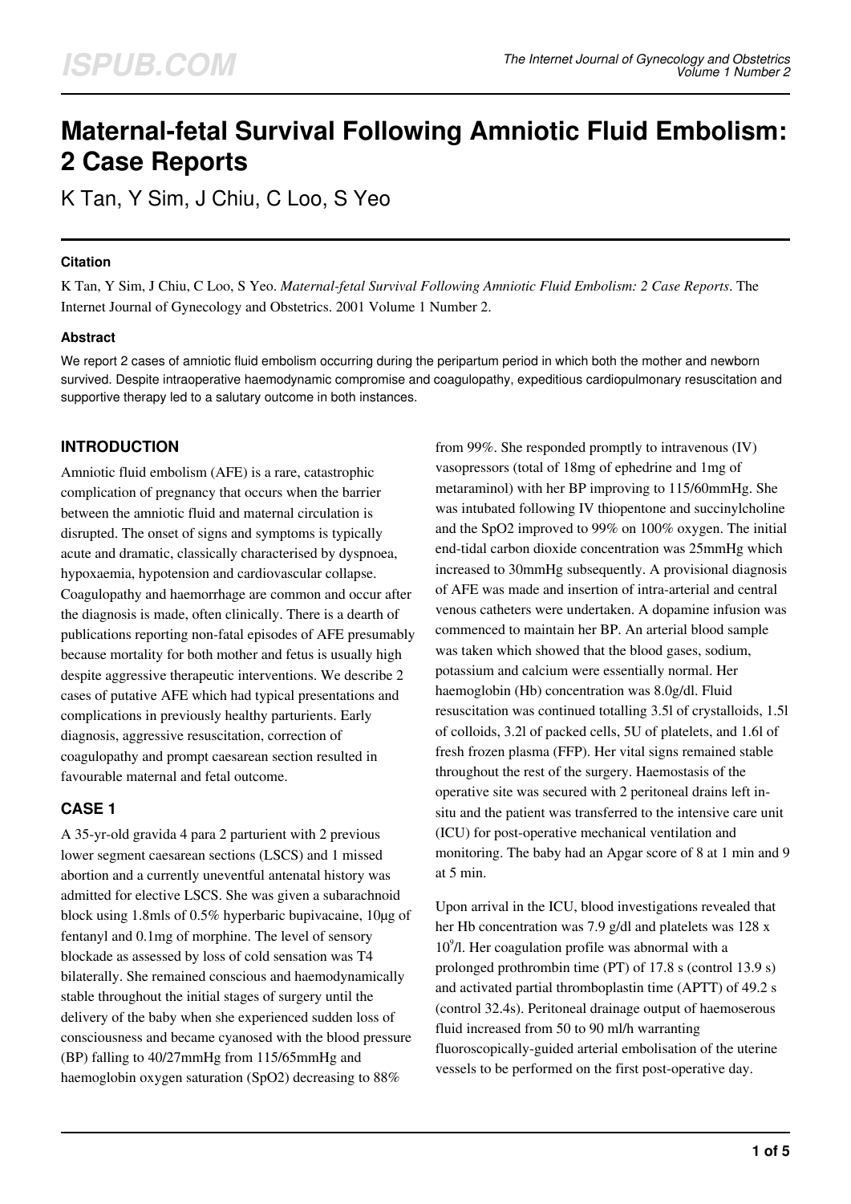# Maternal-fetal Survival Following Amniotic Fluid Embolism: 2 Case Reports

K Tan, Y Sim, J Chiu, C Loo, S Yeo

### Citation

K Tan, Y Sim, J Chiu, C Loo, S Yeo. *Maternal-fetal Survival Following Amniotic Fluid Embolism: 2 Case Reports*. The Internet Journal of Gynecology and Obstetrics. 2001 Volume 1 Number 2.

### Abstract

We report 2 cases of amniotic fluid embolism occurring during the peripartum period in which both the mother and newborn survived. Despite intraoperative haemodynamic compromise and coagulopathy, expeditious cardiopulmonary resuscitation and supportive therapy led to a salutary outcome in both instances.

## INTRODUCTION

Amniotic fluid embolism (AFE) is a rare, catastrophic complication of pregnancy that occurs when the barrier between the amniotic fluid and maternal circulation is disrupted. The onset of signs and symptoms is typically acute and dramatic, classically characterised by dyspnoea, hypoxaemia, hypotension and cardiovascular collapse. Coagulopathy and haemorrhage are common and occur after the diagnosis is made, often clinically. There is a dearth of publications reporting non-fatal episodes of AFE presumably because mortality for both mother and fetus is usually high despite aggressive therapeutic interventions. We describe 2 cases of putative AFE which had typical presentations and complications in previously healthy parturients. Early diagnosis, aggressive resuscitation, correction of coagulopathy and prompt caesarean section resulted in favourable maternal and fetal outcome.

## CASE 1

A 35-yr-old gravida 4 para 2 parturient with 2 previous lower segment caesarean sections (LSCS) and 1 missed abortion and a currently uneventful antenatal history was admitted for elective LSCS. She was given a subarachnoid block using 1.8mls of 0.5% hyperbaric bupivacaine, 10µg of fentanyl and 0.1mg of morphine. The level of sensory blockade as assessed by loss of cold sensation was T4 bilaterally. She remained conscious and haemodynamically stable throughout the initial stages of surgery until the delivery of the baby when she experienced sudden loss of consciousness and became cyanosed with the blood pressure (BP) falling to 40/27mmHg from 115/65mmHg and haemoglobin oxygen saturation (SpO2) decreasing to 88% from 99%. She responded promptly to intravenous (IV) vasopressors (total of 18mg of ephedrine and 1mg of metaraminol) with her BP improving to 115/60mmHg. She was intubated following IV thiopentone and succinylcholine and the SpO2 improved to 99% on 100% oxygen. The initial end-tidal carbon dioxide concentration was 25mmHg which increased to 30mmHg subsequently. A provisional diagnosis of AFE was made and insertion of intra-arterial and central venous catheters were undertaken. A dopamine infusion was commenced to maintain her BP. An arterial blood sample was taken which showed that the blood gases, sodium, potassium and calcium were essentially normal. Her haemoglobin (Hb) concentration was 8.0g/dl. Fluid resuscitation was continued totalling 3.5l of crystalloids, 1.5l of colloids, 3.2l of packed cells, 5U of platelets, and 1.6l of fresh frozen plasma (FFP). Her vital signs remained stable throughout the rest of the surgery. Haemostasis of the operative site was secured with 2 peritoneal drains left in-situ and the patient was transferred to the intensive care unit (ICU) for post-operative mechanical ventilation and monitoring. The baby had an Apgar score of 8 at 1 min and 9 at 5 min.

Upon arrival in the ICU, blood investigations revealed that her Hb concentration was 7.9 g/dl and platelets was 128 x $10^9$/l. Her coagulation profile was abnormal with a prolonged prothrombin time (PT) of 17.8 s (control 13.9 s) and activated partial thromboplastin time (APTT) of 49.2 s (control 32.4s). Peritoneal drainage output of haemoserous fluid increased from 50 to 90 ml/h warranting fluoroscopically-guided arterial embolisation of the uterine vessels to be performed on the first post-operative day.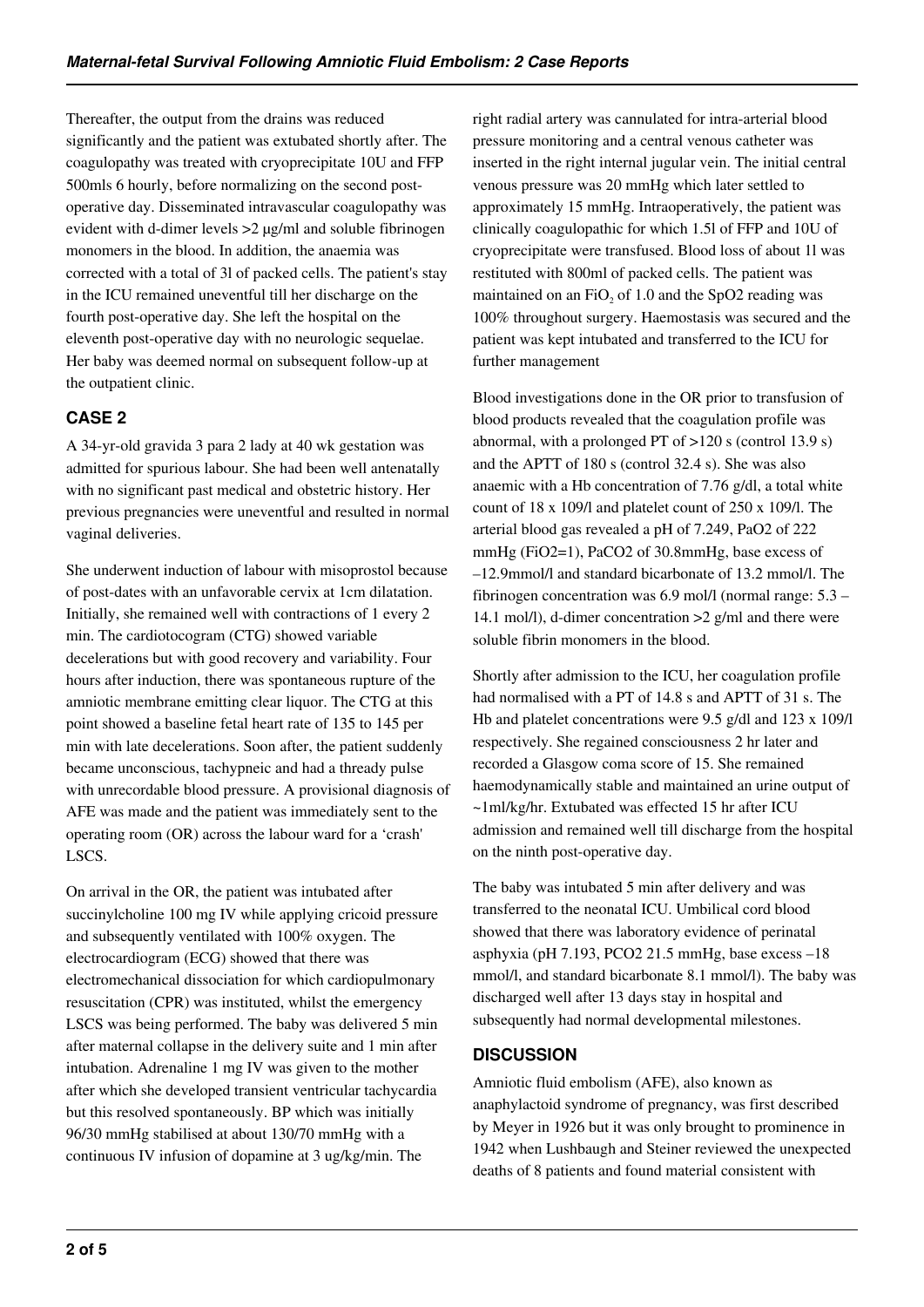Thereafter, the output from the drains was reduced significantly and the patient was extubated shortly after. The coagulopathy was treated with cryoprecipitate 10U and FFP 500mls 6 hourly, before normalizing on the second post-operative day. Disseminated intravascular coagulopathy was evident with d-dimer levels >2 μg/ml and soluble fibrinogen monomers in the blood. In addition, the anaemia was corrected with a total of 3l of packed cells. The patient's stay in the ICU remained uneventful till her discharge on the fourth post-operative day. She left the hospital on the eleventh post-operative day with no neurologic sequelae. Her baby was deemed normal on subsequent follow-up at the outpatient clinic.

## CASE 2

A 34-yr-old gravida 3 para 2 lady at 40 wk gestation was admitted for spurious labour. She had been well antenatally with no significant past medical and obstetric history. Her previous pregnancies were uneventful and resulted in normal vaginal deliveries.

She underwent induction of labour with misoprostol because of post-dates with an unfavorable cervix at 1cm dilatation. Initially, she remained well with contractions of 1 every 2 min. The cardiotocogram (CTG) showed variable decelerations but with good recovery and variability. Four hours after induction, there was spontaneous rupture of the amniotic membrane emitting clear liquor. The CTG at this point showed a baseline fetal heart rate of 135 to 145 per min with late decelerations. Soon after, the patient suddenly became unconscious, tachypneic and had a thready pulse with unrecordable blood pressure. A provisional diagnosis of AFE was made and the patient was immediately sent to the operating room (OR) across the labour ward for a 'crash' LSCS.

On arrival in the OR, the patient was intubated after succinylcholine 100 mg IV while applying cricoid pressure and subsequently ventilated with 100% oxygen. The electrocardiogram (ECG) showed that there was electromechanical dissociation for which cardiopulmonary resuscitation (CPR) was instituted, whilst the emergency LSCS was being performed. The baby was delivered 5 min after maternal collapse in the delivery suite and 1 min after intubation. Adrenaline 1 mg IV was given to the mother after which she developed transient ventricular tachycardia but this resolved spontaneously. BP which was initially 96/30 mmHg stabilised at about 130/70 mmHg with a continuous IV infusion of dopamine at 3 ug/kg/min. The right radial artery was cannulated for intra-arterial blood pressure monitoring and a central venous catheter was inserted in the right internal jugular vein. The initial central venous pressure was 20 mmHg which later settled to approximately 15 mmHg. Intraoperatively, the patient was clinically coagulopathic for which 1.5l of FFP and 10U of cryoprecipitate were transfused. Blood loss of about 1l was restituted with 800ml of packed cells. The patient was maintained on an $FiO_2$ of 1.0 and the SpO2 reading was 100% throughout surgery. Haemostasis was secured and the patient was kept intubated and transferred to the ICU for further management

Blood investigations done in the OR prior to transfusion of blood products revealed that the coagulation profile was abnormal, with a prolonged PT of >120 s (control 13.9 s) and the APTT of 180 s (control 32.4 s). She was also anaemic with a Hb concentration of 7.76 g/dl, a total white count of 18 x 109/l and platelet count of 250 x 109/l. The arterial blood gas revealed a pH of 7.249, PaO2 of 222 mmHg (FiO2=1), PaCO2 of 30.8mmHg, base excess of –12.9mmol/l and standard bicarbonate of 13.2 mmol/l. The fibrinogen concentration was 6.9 mol/l (normal range: 5.3 – 14.1 mol/l), d-dimer concentration >2 g/ml and there were soluble fibrin monomers in the blood.

Shortly after admission to the ICU, her coagulation profile had normalised with a PT of 14.8 s and APTT of 31 s. The Hb and platelet concentrations were 9.5 g/dl and 123 x 109/l respectively. She regained consciousness 2 hr later and recorded a Glasgow coma score of 15. She remained haemodynamically stable and maintained an urine output of ~1ml/kg/hr. Extubated was effected 15 hr after ICU admission and remained well till discharge from the hospital on the ninth post-operative day.

The baby was intubated 5 min after delivery and was transferred to the neonatal ICU. Umbilical cord blood showed that there was laboratory evidence of perinatal asphyxia (pH 7.193, PCO2 21.5 mmHg, base excess –18 mmol/l, and standard bicarbonate 8.1 mmol/l). The baby was discharged well after 13 days stay in hospital and subsequently had normal developmental milestones.

## DISCUSSION

Amniotic fluid embolism (AFE), also known as anaphylactoid syndrome of pregnancy, was first described by Meyer in 1926 but it was only brought to prominence in 1942 when Lushbaugh and Steiner reviewed the unexpected deaths of 8 patients and found material consistent with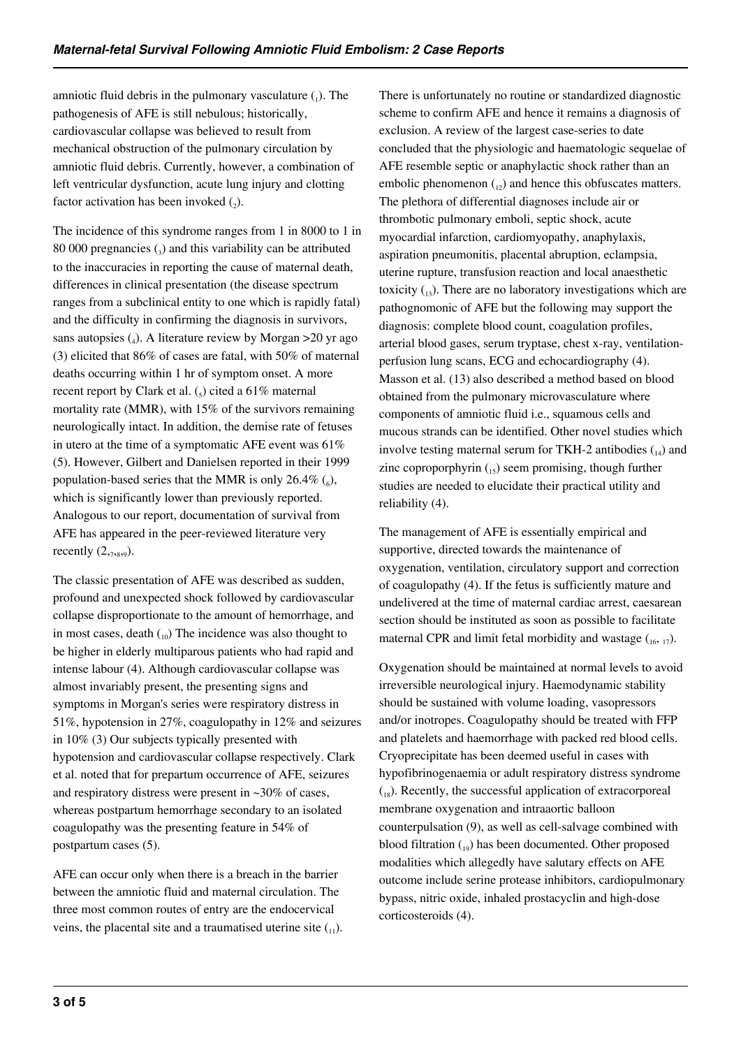amniotic fluid debris in the pulmonary vasculature (1). The pathogenesis of AFE is still nebulous; historically, cardiovascular collapse was believed to result from mechanical obstruction of the pulmonary circulation by amniotic fluid debris. Currently, however, a combination of left ventricular dysfunction, acute lung injury and clotting factor activation has been invoked (2).

The incidence of this syndrome ranges from 1 in 8000 to 1 in 80 000 pregnancies (3) and this variability can be attributed to the inaccuracies in reporting the cause of maternal death, differences in clinical presentation (the disease spectrum ranges from a subclinical entity to one which is rapidly fatal) and the difficulty in confirming the diagnosis in survivors, sans autopsies (4). A literature review by Morgan >20 yr ago (3) elicited that 86% of cases are fatal, with 50% of maternal deaths occurring within 1 hr of symptom onset. A more recent report by Clark et al. (5) cited a 61% maternal mortality rate (MMR), with 15% of the survivors remaining neurologically intact. In addition, the demise rate of fetuses in utero at the time of a symptomatic AFE event was 61% (5). However, Gilbert and Danielsen reported in their 1999 population-based series that the MMR is only 26.4% (6), which is significantly lower than previously reported. Analogous to our report, documentation of survival from AFE has appeared in the peer-reviewed literature very recently (2,7,8,9).

The classic presentation of AFE was described as sudden, profound and unexpected shock followed by cardiovascular collapse disproportionate to the amount of hemorrhage, and in most cases, death (10) The incidence was also thought to be higher in elderly multiparous patients who had rapid and intense labour (4). Although cardiovascular collapse was almost invariably present, the presenting signs and symptoms in Morgan's series were respiratory distress in 51%, hypotension in 27%, coagulopathy in 12% and seizures in 10% (3) Our subjects typically presented with hypotension and cardiovascular collapse respectively. Clark et al. noted that for prepartum occurrence of AFE, seizures and respiratory distress were present in ~30% of cases, whereas postpartum hemorrhage secondary to an isolated coagulopathy was the presenting feature in 54% of postpartum cases (5).

AFE can occur only when there is a breach in the barrier between the amniotic fluid and maternal circulation. The three most common routes of entry are the endocervical veins, the placental site and a traumatised uterine site (11).

There is unfortunately no routine or standardized diagnostic scheme to confirm AFE and hence it remains a diagnosis of exclusion. A review of the largest case-series to date concluded that the physiologic and haematologic sequelae of AFE resemble septic or anaphylactic shock rather than an embolic phenomenon (12) and hence this obfuscates matters. The plethora of differential diagnoses include air or thrombotic pulmonary emboli, septic shock, acute myocardial infarction, cardiomyopathy, anaphylaxis, aspiration pneumonitis, placental abruption, eclampsia, uterine rupture, transfusion reaction and local anaesthetic toxicity (13). There are no laboratory investigations which are pathognomonic of AFE but the following may support the diagnosis: complete blood count, coagulation profiles, arterial blood gases, serum tryptase, chest x-ray, ventilation-perfusion lung scans, ECG and echocardiography (4). Masson et al. (13) also described a method based on blood obtained from the pulmonary microvasculature where components of amniotic fluid i.e., squamous cells and mucous strands can be identified. Other novel studies which involve testing maternal serum for TKH-2 antibodies (14) and zinc coproporphyrin (15) seem promising, though further studies are needed to elucidate their practical utility and reliability (4).

The management of AFE is essentially empirical and supportive, directed towards the maintenance of oxygenation, ventilation, circulatory support and correction of coagulopathy (4). If the fetus is sufficiently mature and undelivered at the time of maternal cardiac arrest, caesarean section should be instituted as soon as possible to facilitate maternal CPR and limit fetal morbidity and wastage (16, 17).

Oxygenation should be maintained at normal levels to avoid irreversible neurological injury. Haemodynamic stability should be sustained with volume loading, vasopressors and/or inotropes. Coagulopathy should be treated with FFP and platelets and haemorrhage with packed red blood cells. Cryoprecipitate has been deemed useful in cases with hypofibrinogenaemia or adult respiratory distress syndrome (18). Recently, the successful application of extracorporeal membrane oxygenation and intraaortic balloon counterpulsation (9), as well as cell-salvage combined with blood filtration (19) has been documented. Other proposed modalities which allegedly have salutary effects on AFE outcome include serine protease inhibitors, cardiopulmonary bypass, nitric oxide, inhaled prostacyclin and high-dose corticosteroids (4).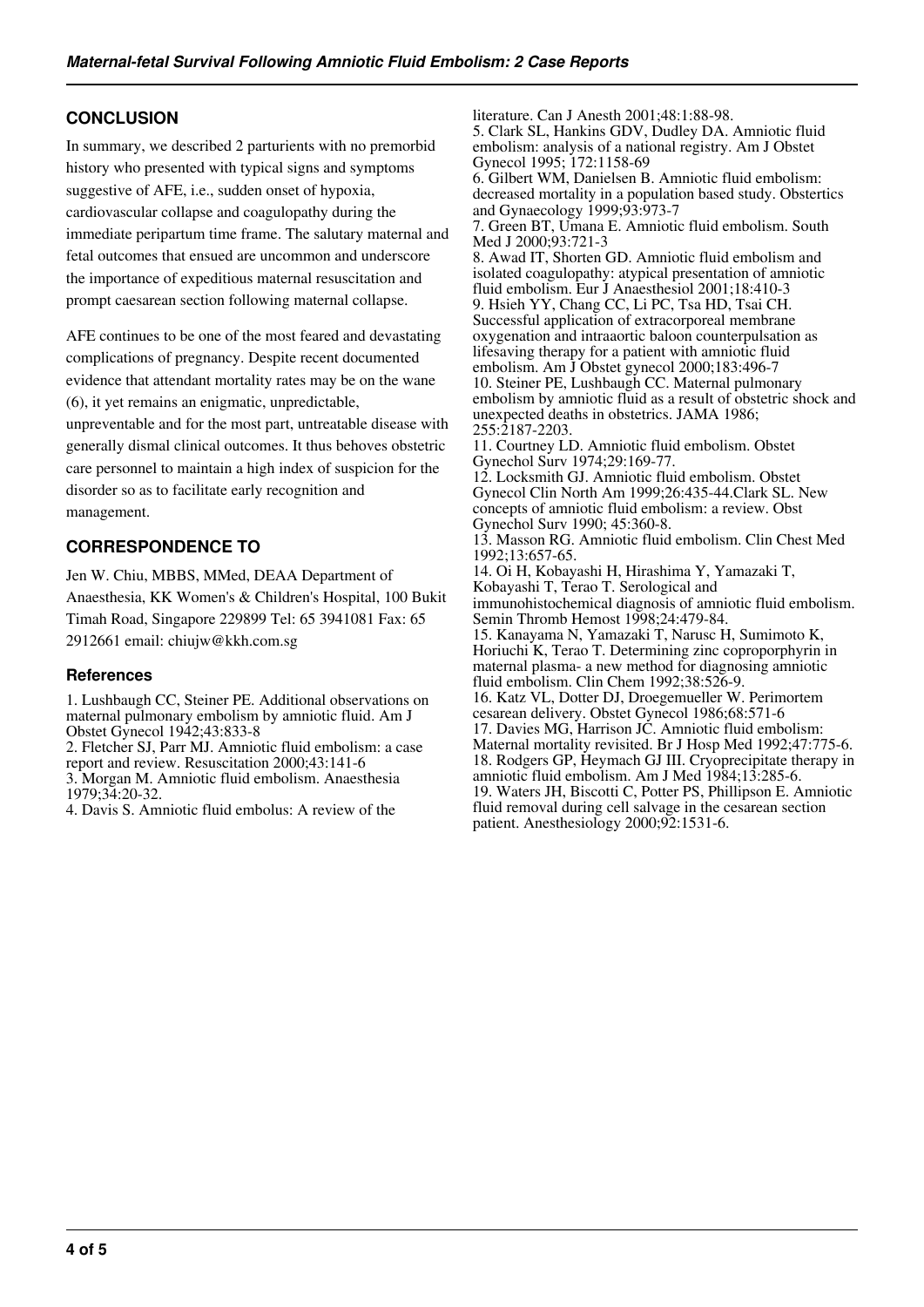## CONCLUSION

In summary, we described 2 parturients with no premorbid history who presented with typical signs and symptoms suggestive of AFE, i.e., sudden onset of hypoxia, cardiovascular collapse and coagulopathy during the immediate peripartum time frame. The salutary maternal and fetal outcomes that ensued are uncommon and underscore the importance of expeditious maternal resuscitation and prompt caesarean section following maternal collapse.

AFE continues to be one of the most feared and devastating complications of pregnancy. Despite recent documented evidence that attendant mortality rates may be on the wane (6), it yet remains an enigmatic, unpredictable, unpreventable and for the most part, untreatable disease with generally dismal clinical outcomes. It thus behoves obstetric care personnel to maintain a high index of suspicion for the disorder so as to facilitate early recognition and management.

## CORRESPONDENCE TO

Jen W. Chiu, MBBS, MMed, DEAA Department of Anaesthesia, KK Women's & Children's Hospital, 100 Bukit Timah Road, Singapore 229899 Tel: 65 3941081 Fax: 65 2912661 email: chiujw@kkh.com.sg

### References

1. Lushbaugh CC, Steiner PE. Additional observations on maternal pulmonary embolism by amniotic fluid. Am J Obstet Gynecol 1942;43:833-8
2. Fletcher SJ, Parr MJ. Amniotic fluid embolism: a case report and review. Resuscitation 2000;43:141-6
3. Morgan M. Amniotic fluid embolism. Anaesthesia 1979;34:20-32.
4. Davis S. Amniotic fluid embolus: A review of the literature. Can J Anesth 2001;48:1:88-98.
5. Clark SL, Hankins GDV, Dudley DA. Amniotic fluid embolism: analysis of a national registry. Am J Obstet Gynecol 1995; 172:1158-69
6. Gilbert WM, Danielsen B. Amniotic fluid embolism: decreased mortality in a population based study. Obstertics and Gynaecology 1999;93:973-7
7. Green BT, Umana E. Amniotic fluid embolism. South Med J 2000;93:721-3
8. Awad IT, Shorten GD. Amniotic fluid embolism and isolated coagulopathy: atypical presentation of amniotic fluid embolism. Eur J Anaesthesiol 2001;18:410-3
9. Hsieh YY, Chang CC, Li PC, Tsa HD, Tsai CH. Successful application of extracorporeal membrane oxygenation and intraaortic baloon counterpulsation as lifesaving therapy for a patient with amniotic fluid embolism. Am J Obstet gynecol 2000;183:496-7
10. Steiner PE, Lushbaugh CC. Maternal pulmonary embolism by amniotic fluid as a result of obstetric shock and unexpected deaths in obstetrics. JAMA 1986; 255:2187-2203.
11. Courtney LD. Amniotic fluid embolism. Obstet Gynechol Surv 1974;29:169-77.
12. Locksmith GJ. Amniotic fluid embolism. Obstet Gynecol Clin North Am 1999;26:435-44.Clark SL. New concepts of amniotic fluid embolism: a review. Obst Gynechol Surv 1990; 45:360-8.
13. Masson RG. Amniotic fluid embolism. Clin Chest Med 1992;13:657-65.
14. Oi H, Kobayashi H, Hirashima Y, Yamazaki T, Kobayashi T, Terao T. Serological and immunohistochemical diagnosis of amniotic fluid embolism. Semin Thromb Hemost 1998;24:479-84.
15. Kanayama N, Yamazaki T, Narusc H, Sumimoto K, Horiuchi K, Terao T. Determining zinc coproporphyrin in maternal plasma- a new method for diagnosing amniotic fluid embolism. Clin Chem 1992;38:526-9.
16. Katz VL, Dotter DJ, Droegemueller W. Perimortem cesarean delivery. Obstet Gynecol 1986;68:571-6
17. Davies MG, Harrison JC. Amniotic fluid embolism: Maternal mortality revisited. Br J Hosp Med 1992;47:775-6.
18. Rodgers GP, Heymach GJ III. Cryoprecipitate therapy in amniotic fluid embolism. Am J Med 1984;13:285-6.
19. Waters JH, Biscotti C, Potter PS, Phillipson E. Amniotic fluid removal during cell salvage in the cesarean section patient. Anesthesiology 2000;92:1531-6.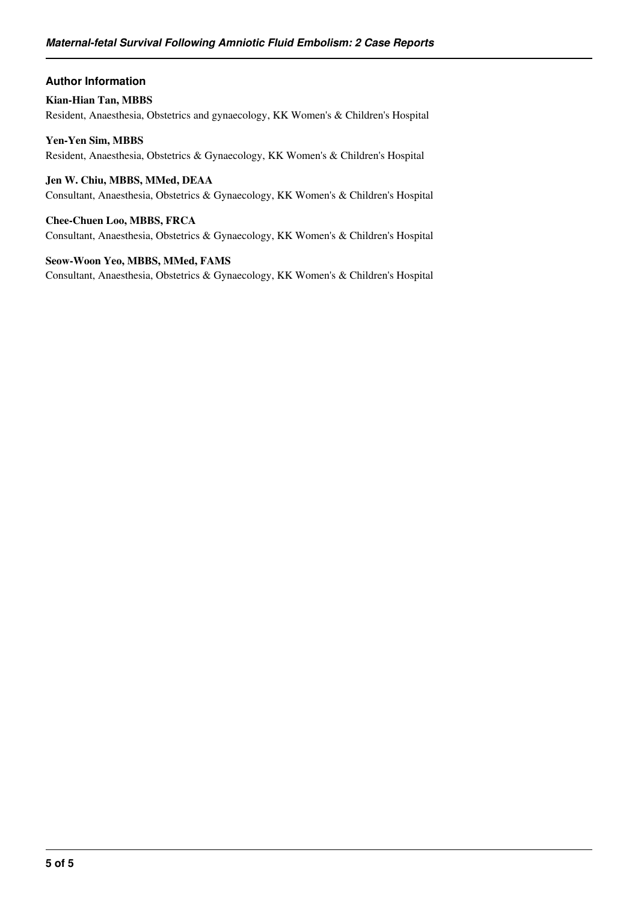### Author Information

**Kian-Hian Tan, MBBS**
Resident, Anaesthesia, Obstetrics and gynaecology, KK Women's & Children's Hospital

**Yen-Yen Sim, MBBS**
Resident, Anaesthesia, Obstetrics & Gynaecology, KK Women's & Children's Hospital

**Jen W. Chiu, MBBS, MMed, DEAA**
Consultant, Anaesthesia, Obstetrics & Gynaecology, KK Women's & Children's Hospital

**Chee-Chuen Loo, MBBS, FRCA**
Consultant, Anaesthesia, Obstetrics & Gynaecology, KK Women's & Children's Hospital

**Seow-Woon Yeo, MBBS, MMed, FAMS**
Consultant, Anaesthesia, Obstetrics & Gynaecology, KK Women's & Children's Hospital